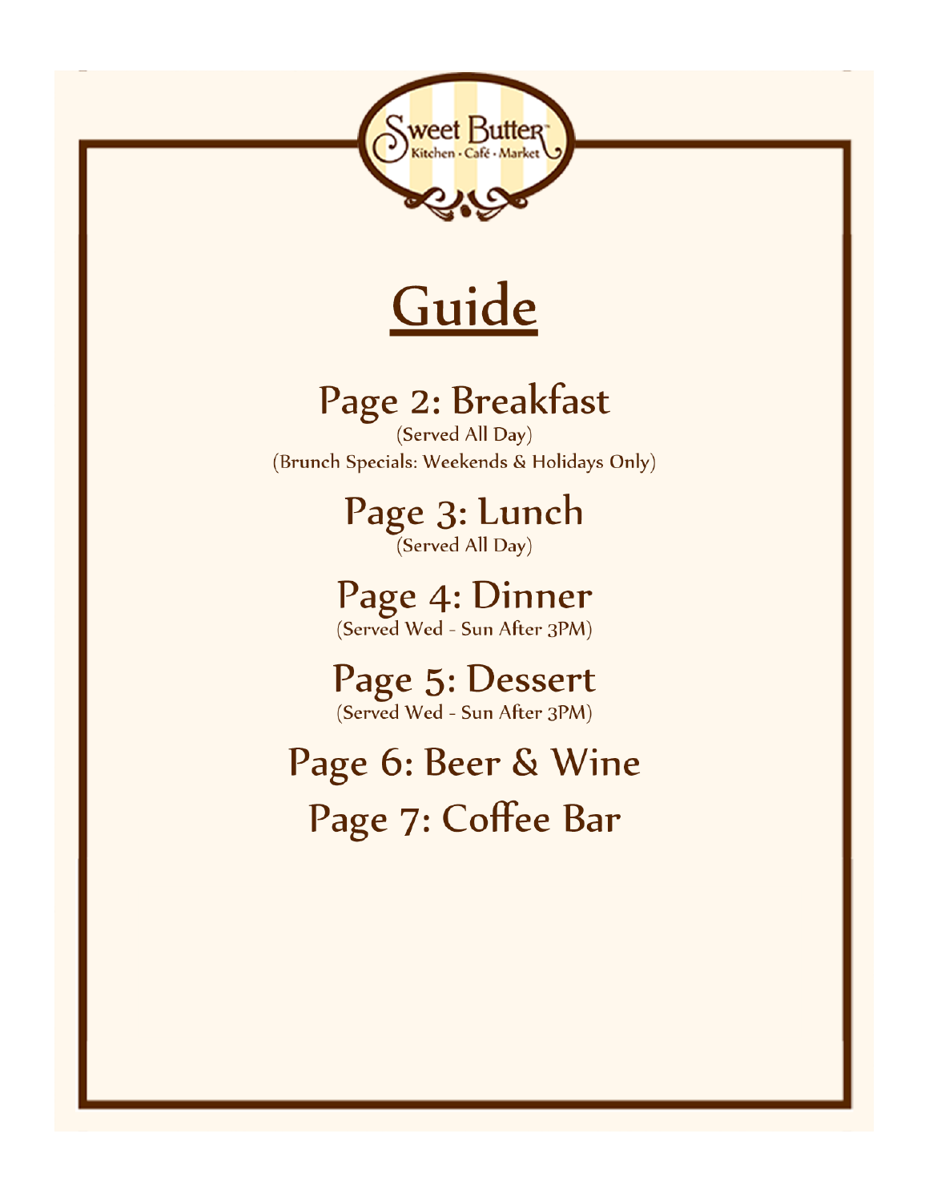Sweet Butter
Kitchen · Café · Market

# Guide

## Page 2: Breakfast
(Served All Day)
(Brunch Specials: Weekends & Holidays Only)

## Page 3: Lunch
(Served All Day)

## Page 4: Dinner
(Served Wed - Sun After 3PM)

## Page 5: Dessert
(Served Wed - Sun After 3PM)

## Page 6: Beer & Wine

## Page 7: Coffee Bar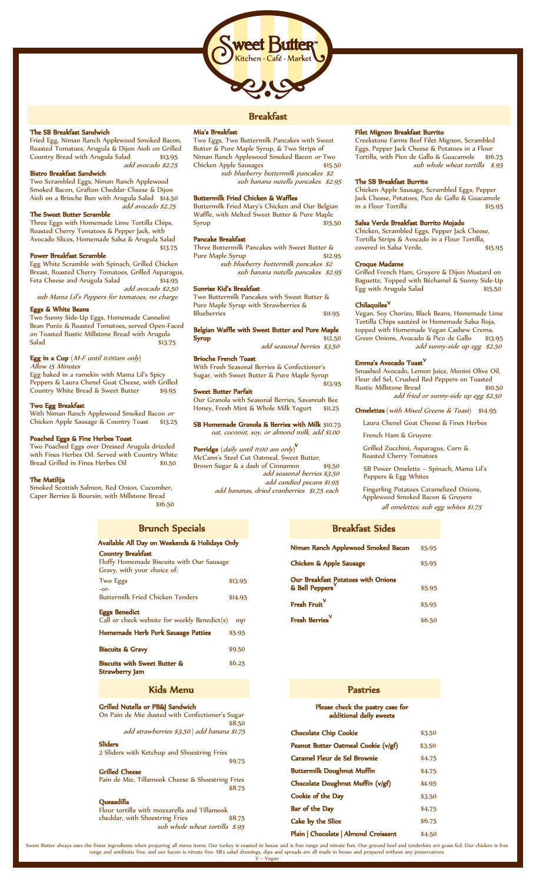# Sweet Butter™
Kitchen · Café · Market

## Breakfast

**The SB Breakfast Sandwich**
Fried Egg, Niman Ranch Applewood Smoked Bacon, Roasted Tomatoes, Arugula & Dijon Aioli on Grilled Country Bread with Arugula Salad $13.95
*add avocado $2.75*

**Bistro Breakfast Sandwich**
Two Scrambled Eggs, Niman Ranch Applewood Smoked Bacon, Grafton Cheddar Cheese & Dijon Aioli on a Brioche Bun with Arugula Salad $14.50
*add avocado $2.75*

**The Sweet Butter Scramble**
Three Eggs with Homemade Lime Tortilla Chips, Roasted Cherry Tomatoes & Pepper Jack, with Avocado Slices, Homemade Salsa & Arugula Salad $13.75

**Power Breakfast Scramble**
Egg White Scramble with Spinach, Grilled Chicken Breast, Roasted Cherry Tomatoes, Grilled Asparagus, Feta Cheese and Arugula Salad $14.95
*add avocado $2.50*
*sub Mama Lil's Peppers for tomatoes, no charge*

**Eggs & White Beans**
Two Sunny Side-Up Eggs, Homemade Cannelini Bean Purée & Roasted Tomatoes, served Open-Faced on Toasted Rustic Millstone Bread with Arugula Salad $13.75

**Egg in a Cup** (*M-F until 11:00am only*)
*Allow 15 Minutes*
Egg baked in a ramekin with Mama Lil's Spicy Peppers & Laura Chenel Goat Cheese, with Grilled Country White Bread & Sweet Butter $9.95

**Two Egg Breakfast**
With Niman Ranch Applewood Smoked Bacon *or* Chicken Apple Sausage & Country Toast $13.25

**Poached Eggs & Fine Herbes Toast**
Two Poached Eggs over Dressed Arugula drizzled with Fines Herbes Oil. Served with Country White Bread Grilled in Fines Herbes Oil $11.50

**The Matilija**
Smoked Scottish Salmon, Red Onion, Cucumber, Caper Berries & Boursin, with Millstone Bread $16.50

**Mia's Breakfast**
Two Eggs, Two Buttermilk Pancakes with Sweet Butter & Pure Maple Syrup, & Two Strips of Niman Ranch Applewood Smoked Bacon *or* Two Chicken Apple Sausages $15.50
*sub blueberry buttermilk pancakes $2*
*sub banana nutella pancakes $2.95*

**Buttermilk Fried Chicken & Waffles**
Buttermilk Fried Mary's Chicken and Our Belgian Waffle, with Melted Sweet Butter & Pure Maple Syrup $15.50

**Pancake Breakfast**
Three Buttermilk Pancakes with Sweet Butter & Pure Maple Syrup $12.95
*sub blueberry buttermilk pancakes $2*
*sub banana nutella pancakes $2.95*

**Sunrise Kid's Breakfast**
Two Buttermilk Pancakes with Sweet Butter & Pure Maple Syrup with Strawberries & Blueberries $11.95

**Belgian Waffle with Sweet Butter and Pure Maple Syrup** $12.50
*add seasonal berries $3.50*

**Brioche French Toast**
With Fresh Seasonal Berries & Confectioner's Sugar, with Sweet Butter & Pure Maple Syrup $13.95

**Sweet Butter Parfait**
Our Granola with Seasonal Berries, Savannah Bee Honey, Fresh Mint & Whole Milk Yogurt $11.25

**SB Homemade Granola & Berries with Milk** $10.75
*oat, coconut, soy, or almond milk, add $1.00*

**Porridge** (*daily until 11:00 am only*) V
McCann's Steel Cut Oatmeal, Sweet Butter, Brown Sugar & a dash of Cinnamon $9.50
*add seasonal berries $3.50*
*add candied pecans $1.95*
*add bananas, dried cranberries $1.75 each*

**Filet Mignon Breakfast Burrito**
Creekstone Farms Beef Filet Mignon, Scrambled Eggs, Pepper Jack Cheese & Potatoes in a Flour Tortilla, with Pico de Gallo & Guacamole $16.75
*sub whole wheat tortilla $.95*

**The SB Breakfast Burrito**
Chicken Apple Sausage, Scrambled Eggs, Pepper Jack Cheese, Potatoes, Pico de Gallo & Guacamole in a Flour Tortilla $15.95

**Salsa Verde Breakfast Burrito Mojado**
Chicken, Scrambled Eggs, Pepper Jack Cheese, Tortilla Strips & Avocado in a Flour Tortilla, covered in Salsa Verde. $15.95

**Croque Madame**
Grilled French Ham, Gruyere & Dijon Mustard on Baguette, Topped with Béchamel & Sunny Side-Up Egg with Arugula Salad $15.50

**Chilaquiles** V
Vegan. Soy Chorizo, Black Beans, Homemade Lime Tortilla Chips sautéed in Homemade Salsa Roja, topped with Homemade Vegan Cashew Crema, Green Onions, Avocado & Pico de Gallo $13.95
*add sunny-side up egg $2.50*

**Emma's Avocado Toast** V
Smashed Avocado, Lemon Juice, Monini Olive Oil, Fleur del Sel, Crushed Red Peppers on Toasted Rustic Millstone Bread $10.50
*add fried or sunny-side up egg $2.50*

**Omelettes** (*with Mixed Greens & Toast*) $14.95
- Laura Chenel Goat Cheese & Fines Herbes
- French Ham & Gruyere
- Grilled Zucchini, Asparagus, Corn & Roasted Cherry Tomatoes
- SB Power Omelette – Spinach, Mama Lil's Peppers & Egg Whites
- Fingerling Potatoes Caramelized Onions, Applewood Smoked Bacon & Gruyere

*all omelettes: sub egg whites $1.75*

## Brunch Specials

**Available All Day on Weekends & Holidays Only**

**Country Breakfast**
Fluffy Homemade Biscuits with Our Sausage Gravy, with your choice of:

| | |
|---|---|
| Two Eggs | $13.95 |
| -or- | |
| Buttermilk Fried Chicken Tenders | $14.95 |

**Eggs Benedict**
Call or check website for weekly Benedict(s) *mp*

| | |
|---|---|
| **Homemade Herb Pork Sausage Patties** | $5.95 |
| **Biscuits & Gravy** | $9.50 |
| **Biscuits with Sweet Butter & Strawberry Jam** | $6.25 |

## Breakfast Sides

| | |
|---|---|
| Niman Ranch Applewood Smoked Bacon | $5.95 |
| Chicken & Apple Sausage | $5.95 |
| Our Breakfast Potatoes with Onions & Bell Peppers V | $5.95 |
| Fresh Fruit V | $5.95 |
| Fresh Berries V | $6.50 |

## Kids Menu

**Grilled Nutella or PB&J Sandwich**
On Pain de Mie dusted with Confectioner's Sugar $8.50
*add strawberries $3.50 | add banana $1.75*

**Sliders**
2 Sliders with Ketchup and Shoestring Fries $9.75

**Grilled Cheese**
Pain de Mie, Tillamook Cheese & Shoestring Fries $8.75

**Quesadilla**
Flour tortilla with mozzarella and Tillamook cheddar, with Shoestring Fries $8.75
*sub whole wheat tortilla $.95*

## Pastries

**Please check the pastry case for additional daily sweets**

| | |
|---|---|
| Chocolate Chip Cookie | $3.50 |
| Peanut Butter Oatmeal Cookie (v/gf) | $3.50 |
| Caramel Fleur de Sel Brownie | $4.75 |
| Buttermilk Doughnut Muffin | $4.75 |
| Chocolate Doughnut Muffin (v/gf) | $4.95 |
| Cookie of the Day | $3.50 |
| Bar of the Day | $4.75 |
| Cake by the Slice | $6.75 |
| Plain \| Chocolate \| Almond Croissant | $4.50 |

Sweet Butter always uses the finest ingredients when preparing all menu items. Our turkey is roasted in house and is free range and nitrate free. Our ground beef and tenderloin are grass fed. Our chicken is free range and antibiotic free, and our bacon is nitrate free. SB's salad dressings, dips and spreads are all made in house and prepared without any preservatives.

V = Vegan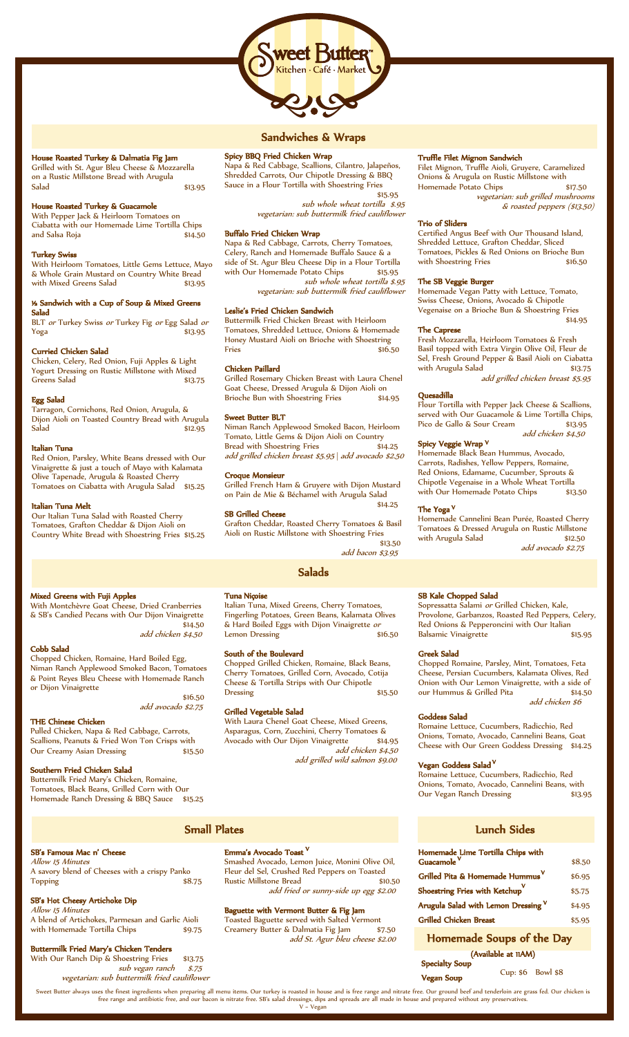# Sweet Butter™

Kitchen · Café · Market

## Sandwiches & Wraps

**House Roasted Turkey & Dalmatia Fig Jam**
Grilled with St. Agur Bleu Cheese & Mozzarella on a Rustic Millstone Bread with Arugula Salad $13.95

**House Roasted Turkey & Guacamole**
With Pepper Jack & Heirloom Tomatoes on Ciabatta with our Homemade Lime Tortilla Chips and Salsa Roja $14.50

**Turkey Swiss**
With Heirloom Tomatoes, Little Gems Lettuce, Mayo & Whole Grain Mustard on Country White Bread with Mixed Greens Salad $13.95

**½ Sandwich with a Cup of Soup & Mixed Greens Salad**
BLT *or* Turkey Swiss *or* Turkey Fig *or* Egg Salad *or* Yoga $13.95

**Curried Chicken Salad**
Chicken, Celery, Red Onion, Fuji Apples & Light Yogurt Dressing on Rustic Millstone with Mixed Greens Salad $13.75

**Egg Salad**
Tarragon, Cornichons, Red Onion, Arugula, & Dijon Aioli on Toasted Country Bread with Arugula Salad $12.95

**Italian Tuna**
Red Onion, Parsley, White Beans dressed with Our Vinaigrette & just a touch of Mayo with Kalamata Olive Tapenade, Arugula & Roasted Cherry Tomatoes on Ciabatta with Arugula Salad $15.25

**Italian Tuna Melt**
Our Italian Tuna Salad with Roasted Cherry Tomatoes, Grafton Cheddar & Dijon Aioli on Country White Bread with Shoestring Fries $15.25

**Spicy BBQ Fried Chicken Wrap**
Napa & Red Cabbage, Scallions, Cilantro, Jalapeños, Shredded Carrots, Our Chipotle Dressing & BBQ Sauce in a Flour Tortilla with Shoestring Fries $15.95
*sub whole wheat tortilla $.95*
*vegetarian: sub buttermilk fried cauliflower*

**Buffalo Fried Chicken Wrap**
Napa & Red Cabbage, Carrots, Cherry Tomatoes, Celery, Ranch and Homemade Buffalo Sauce & a side of St. Agur Bleu Cheese Dip in a Flour Tortilla with Our Homemade Potato Chips $15.95
*sub whole wheat tortilla $.95*
*vegetarian: sub buttermilk fried cauliflower*

**Leslie's Fried Chicken Sandwich**
Buttermilk Fried Chicken Breast with Heirloom Tomatoes, Shredded Lettuce, Onions & Homemade Honey Mustard Aioli on Brioche with Shoestring Fries $16.50

**Chicken Paillard**
Grilled Rosemary Chicken Breast with Laura Chenel Goat Cheese, Dressed Arugula & Dijon Aioli on Brioche Bun with Shoestring Fries $14.95

**Sweet Butter BLT**
Niman Ranch Applewood Smoked Bacon, Heirloom Tomato, Little Gems & Dijon Aioli on Country Bread with Shoestring Fries $14.25
*add grilled chicken breast $5.95 | add avocado $2.50*

**Croque Monsieur**
Grilled French Ham & Gruyere with Dijon Mustard on Pain de Mie & Béchamel with Arugula Salad $14.25

**SB Grilled Cheese**
Grafton Cheddar, Roasted Cherry Tomatoes & Basil Aioli on Rustic Millstone with Shoestring Fries $13.50
*add bacon $3.95*

**Truffle Filet Mignon Sandwich**
Filet Mignon, Truffle Aioli, Gruyere, Caramelized Onions & Arugula on Rustic Millstone with Homemade Potato Chips $17.50
*vegetarian: sub grilled mushrooms & roasted peppers ($13.50)*

**Trio of Sliders**
Certified Angus Beef with Our Thousand Island, Shredded Lettuce, Grafton Cheddar, Sliced Tomatoes, Pickles & Red Onions on Brioche Bun with Shoestring Fries $16.50

**The SB Veggie Burger**
Homemade Vegan Patty with Lettuce, Tomato, Swiss Cheese, Onions, Avocado & Chipotle Vegenaise on a Brioche Bun & Shoestring Fries $14.95

**The Caprese**
Fresh Mozzarella, Heirloom Tomatoes & Fresh Basil topped with Extra Virgin Olive Oil, Fleur de Sel, Fresh Ground Pepper & Basil Aioli on Ciabatta with Arugula Salad $13.75
*add grilled chicken breast $5.95*

**Quesadilla**
Flour Tortilla with Pepper Jack Cheese & Scallions, served with Our Guacamole & Lime Tortilla Chips, Pico de Gallo & Sour Cream $13.95
*add chicken $4.50*

**Spicy Veggie Wrap V**
Homemade Black Bean Hummus, Avocado, Carrots, Radishes, Yellow Peppers, Romaine, Red Onions, Edamame, Cucumber, Sprouts & Chipotle Vegenaise in a Whole Wheat Tortilla with Our Homemade Potato Chips $13.50

**The Yoga V**
Homemade Cannelini Bean Purée, Roasted Cherry Tomatoes & Dressed Arugula on Rustic Millstone with Arugula Salad $12.50
*add avocado $2.75*

## Salads

**Mixed Greens with Fuji Apples**
With Montchèvre Goat Cheese, Dried Cranberries & SB's Candied Pecans with Our Dijon Vinaigrette $14.50
*add chicken $4.50*

**Cobb Salad**
Chopped Chicken, Romaine, Hard Boiled Egg, Niman Ranch Applewood Smoked Bacon, Tomatoes & Point Reyes Bleu Cheese with Homemade Ranch or Dijon Vinaigrette $16.50
*add avocado $2.75*

**THE Chinese Chicken**
Pulled Chicken, Napa & Red Cabbage, Carrots, Scallions, Peanuts & Fried Won Ton Crisps with Our Creamy Asian Dressing $15.50

**Southern Fried Chicken Salad**
Buttermilk Fried Mary's Chicken, Romaine, Tomatoes, Black Beans, Grilled Corn with Our Homemade Ranch Dressing & BBQ Sauce $15.25

**Tuna Niçoise**
Italian Tuna, Mixed Greens, Cherry Tomatoes, Fingerling Potatoes, Green Beans, Kalamata Olives & Hard Boiled Eggs with Dijon Vinaigrette *or* Lemon Dressing $16.50

**South of the Boulevard**
Chopped Grilled Chicken, Romaine, Black Beans, Cherry Tomatoes, Grilled Corn, Avocado, Cotija Cheese & Tortilla Strips with Our Chipotle Dressing $15.50

**Grilled Vegetable Salad**
With Laura Chenel Goat Cheese, Mixed Greens, Asparagus, Corn, Zucchini, Cherry Tomatoes & Avocado with Our Dijon Vinaigrette $14.95
*add chicken $4.50*
*add grilled wild salmon $9.00*

**SB Kale Chopped Salad**
Sopressatta Salami *or* Grilled Chicken, Kale, Provolone, Garbanzos, Roasted Red Peppers, Celery, Red Onions & Pepperoncini with Our Italian Balsamic Vinaigrette $15.95

**Greek Salad**
Chopped Romaine, Parsley, Mint, Tomatoes, Feta Cheese, Persian Cucumbers, Kalamata Olives, Red Onion with Our Lemon Vinaigrette, with a side of our Hummus & Grilled Pita $14.50
*add chicken $6*

**Goddess Salad**
Romaine Lettuce, Cucumbers, Radicchio, Red Onions, Tomato, Avocado, Cannelini Beans, Goat Cheese with Our Green Goddess Dressing $14.25

**Vegan Goddess Salad V**
Romaine Lettuce, Cucumbers, Radicchio, Red Onions, Tomato, Avocado, Cannelini Beans, with Our Vegan Ranch Dressing $13.95

## Small Plates

**SB's Famous Mac n' Cheese**
*Allow 15 Minutes*
A savory blend of Cheeses with a crispy Panko Topping $8.75

**SB's Hot Cheesy Artichoke Dip**
*Allow 15 Minutes*
A blend of Artichokes, Parmesan and Garlic Aioli with Homemade Tortilla Chips $9.75

**Buttermilk Fried Mary's Chicken Tenders**
With Our Ranch Dip & Shoestring Fries $13.75
*sub vegan ranch $.75*
*vegetarian: sub buttermilk fried cauliflower*

**Emma's Avocado Toast V**
Smashed Avocado, Lemon Juice, Monini Olive Oil, Fleur del Sel, Crushed Red Peppers on Toasted Rustic Millstone Bread $10.50
*add fried or sunny-side up egg $2.00*

**Baguette with Vermont Butter & Fig Jam**
Toasted Baguette served with Salted Vermont Creamery Butter & Dalmatia Fig Jam $7.50
*add St. Agur bleu cheese $2.00*

## Lunch Sides

| Item | Price |
|---|---|
| Homemade Lime Tortilla Chips with Guacamole V | $8.50 |
| Grilled Pita & Homemade Hummus V | $6.95 |
| Shoestring Fries with Ketchup V | $5.75 |
| Arugula Salad with Lemon Dressing V | $4.95 |
| Grilled Chicken Breast | $5.95 |

## Homemade Soups of the Day

**(Available at 11AM)**

**Specialty Soup**
**Vegan Soup**
Cup: $6 Bowl $8

Sweet Butter always uses the finest ingredients when preparing all menu items. Our turkey is roasted in house and is free range and nitrate free. Our ground beef and tenderloin are grass fed. Our chicken is free range and antibiotic free, and our bacon is nitrate free. SB's salad dressings, dips and spreads are all made in house and prepared without any preservatives.

V – Vegan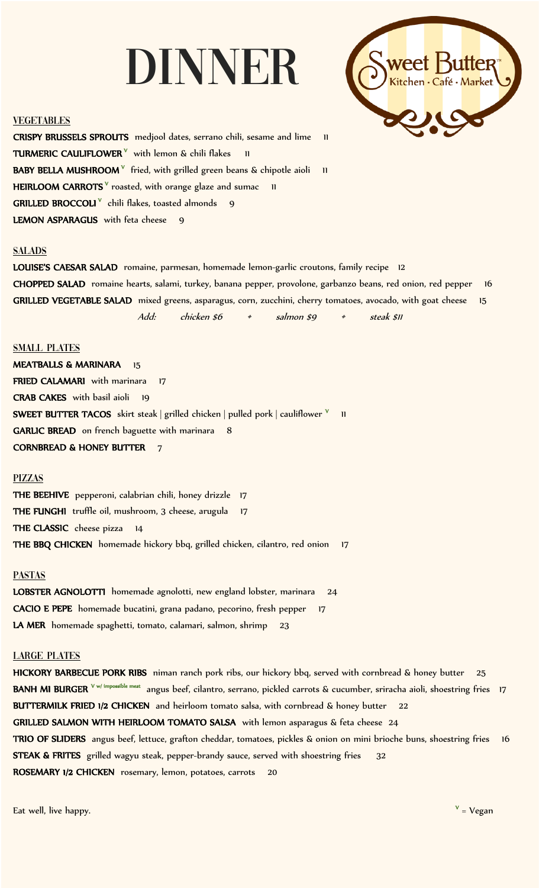# DINNER

Sweet Butter
Kitchen · Café · Market

## VEGETABLES

**CRISPY BRUSSELS SPROUTS** medjool dates, serrano chili, sesame and lime 11

**TURMERIC CAULIFLOWER** V with lemon & chili flakes 11

**BABY BELLA MUSHROOM** V fried, with grilled green beans & chipotle aioli 11

**HEIRLOOM CARROTS** V roasted, with orange glaze and sumac 11

**GRILLED BROCCOLI** V chili flakes, toasted almonds 9

**LEMON ASPARAGUS** with feta cheese 9

## SALADS

**LOUISE'S CAESAR SALAD** romaine, parmesan, homemade lemon-garlic croutons, family recipe 12

**CHOPPED SALAD** romaine hearts, salami, turkey, banana pepper, provolone, garbanzo beans, red onion, red pepper 16

**GRILLED VEGETABLE SALAD** mixed greens, asparagus, corn, zucchini, cherry tomatoes, avocado, with goat cheese 15

*Add: chicken $6 • salmon $9 • steak $11*

## SMALL PLATES

**MEATBALLS & MARINARA** 15

**FRIED CALAMARI** with marinara 17

**CRAB CAKES** with basil aioli 19

**SWEET BUTTER TACOS** skirt steak | grilled chicken | pulled pork | cauliflower V 11

**GARLIC BREAD** on french baguette with marinara 8

**CORNBREAD & HONEY BUTTER** 7

## PIZZAS

**THE BEEHIVE** pepperoni, calabrian chili, honey drizzle 17

**THE FUNGHI** truffle oil, mushroom, 3 cheese, arugula 17

**THE CLASSIC** cheese pizza 14

**THE BBQ CHICKEN** homemade hickory bbq, grilled chicken, cilantro, red onion 17

## PASTAS

**LOBSTER AGNOLOTTI** homemade agnolotti, new england lobster, marinara 24

**CACIO E PEPE** homemade bucatini, grana padano, pecorino, fresh pepper 17

**LA MER** homemade spaghetti, tomato, calamari, salmon, shrimp 23

## LARGE PLATES

**HICKORY BARBECUE PORK RIBS** niman ranch pork ribs, our hickory bbq, served with cornbread & honey butter 25

**BANH MI BURGER** V w/ impossible meat angus beef, cilantro, serrano, pickled carrots & cucumber, sriracha aioli, shoestring fries 17

**BUTTERMILK FRIED 1/2 CHICKEN** and heirloom tomato salsa, with cornbread & honey butter 22

**GRILLED SALMON WITH HEIRLOOM TOMATO SALSA** with lemon asparagus & feta cheese 24

**TRIO OF SLIDERS** angus beef, lettuce, grafton cheddar, tomatoes, pickles & onion on mini brioche buns, shoestring fries 16

**STEAK & FRITES** grilled wagyu steak, pepper-brandy sauce, served with shoestring fries 32

**ROSEMARY 1/2 CHICKEN** rosemary, lemon, potatoes, carrots 20

Eat well, live happy.

V = Vegan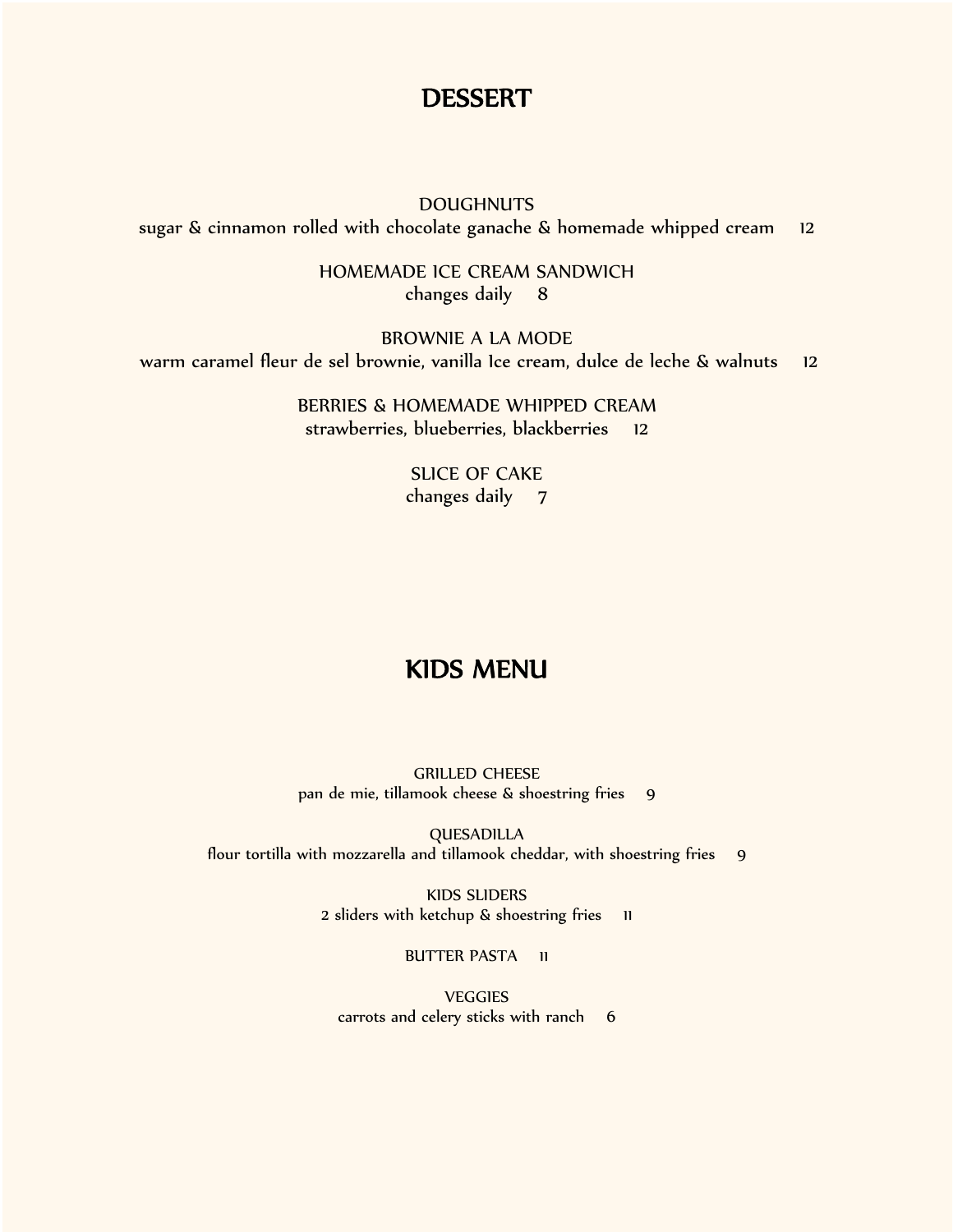# DESSERT

**DOUGHNUTS**
sugar & cinnamon rolled with chocolate ganache & homemade whipped cream 12

**HOMEMADE ICE CREAM SANDWICH**
changes daily 8

**BROWNIE A LA MODE**
warm caramel fleur de sel brownie, vanilla Ice cream, dulce de leche & walnuts 12

**BERRIES & HOMEMADE WHIPPED CREAM**
strawberries, blueberries, blackberries 12

**SLICE OF CAKE**
changes daily 7

# KIDS MENU

**GRILLED CHEESE**
pan de mie, tillamook cheese & shoestring fries 9

**QUESADILLA**
flour tortilla with mozzarella and tillamook cheddar, with shoestring fries 9

**KIDS SLIDERS**
2 sliders with ketchup & shoestring fries 11

**BUTTER PASTA** 11

**VEGGIES**
carrots and celery sticks with ranch 6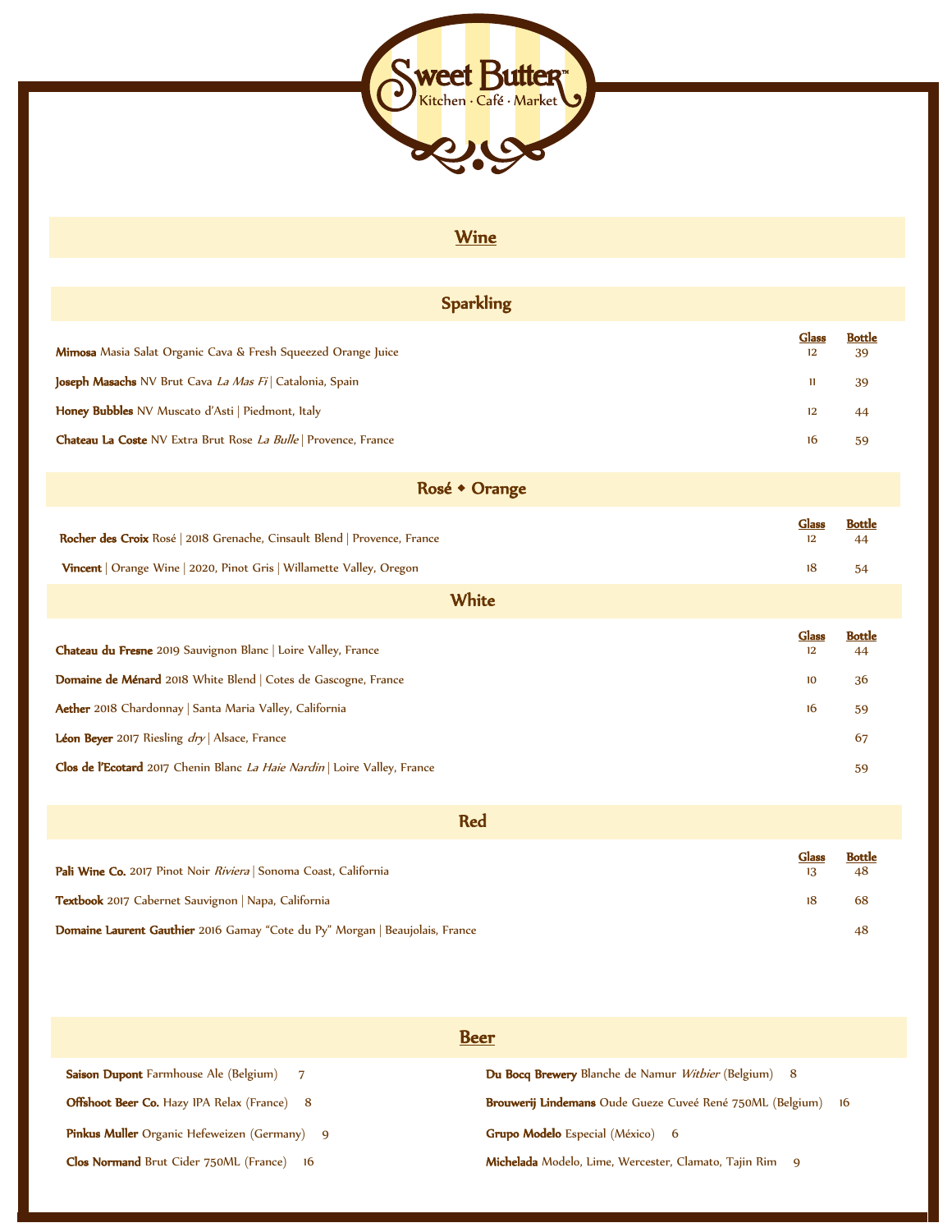Sweet Butter™
Kitchen · Café · Market

# Wine

## Sparkling

| | Glass | Bottle |
|---|---|---|
| **Mimosa** Masia Salat Organic Cava & Fresh Squeezed Orange Juice | 12 | 39 |
| **Joseph Masachs** NV Brut Cava *La Mas Fi* \| Catalonia, Spain | 11 | 39 |
| **Honey Bubbles** NV Muscato d'Asti \| Piedmont, Italy | 12 | 44 |
| **Chateau La Coste** NV Extra Brut Rose *La Bulle* \| Provence, France | 16 | 59 |

## Rosé ◆ Orange

| | Glass | Bottle |
|---|---|---|
| **Rocher des Croix** Rosé \| 2018 Grenache, Cinsault Blend \| Provence, France | 12 | 44 |
| **Vincent** \| Orange Wine \| 2020, Pinot Gris \| Willamette Valley, Oregon | 18 | 54 |

## White

| | Glass | Bottle |
|---|---|---|
| **Chateau du Fresne** 2019 Sauvignon Blanc \| Loire Valley, France | 12 | 44 |
| **Domaine de Ménard** 2018 White Blend \| Cotes de Gascogne, France | 10 | 36 |
| **Aether** 2018 Chardonnay \| Santa Maria Valley, California | 16 | 59 |
| **Léon Beyer** 2017 Riesling *dry* \| Alsace, France | | 67 |
| **Clos de l'Ecotard** 2017 Chenin Blanc *La Haie Nardin* \| Loire Valley, France | | 59 |

## Red

| | Glass | Bottle |
|---|---|---|
| **Pali Wine Co.** 2017 Pinot Noir *Riviera* \| Sonoma Coast, California | 13 | 48 |
| **Textbook** 2017 Cabernet Sauvignon \| Napa, California | 18 | 68 |
| **Domaine Laurent Gauthier** 2016 Gamay "Cote du Py" Morgan \| Beaujolais, France | | 48 |

# Beer

**Saison Dupont** Farmhouse Ale (Belgium) 7

**Offshoot Beer Co.** Hazy IPA Relax (France) 8

**Pinkus Muller** Organic Hefeweizen (Germany) 9

**Clos Normand** Brut Cider 750ML (France) 16

**Du Bocq Brewery** Blanche de Namur *Witbier* (Belgium) 8

**Brouwerij Lindemans** Oude Gueze Cuveé René 750ML (Belgium) 16

**Grupo Modelo** Especial (México) 6

**Michelada** Modelo, Lime, Wercester, Clamato, Tajin Rim 9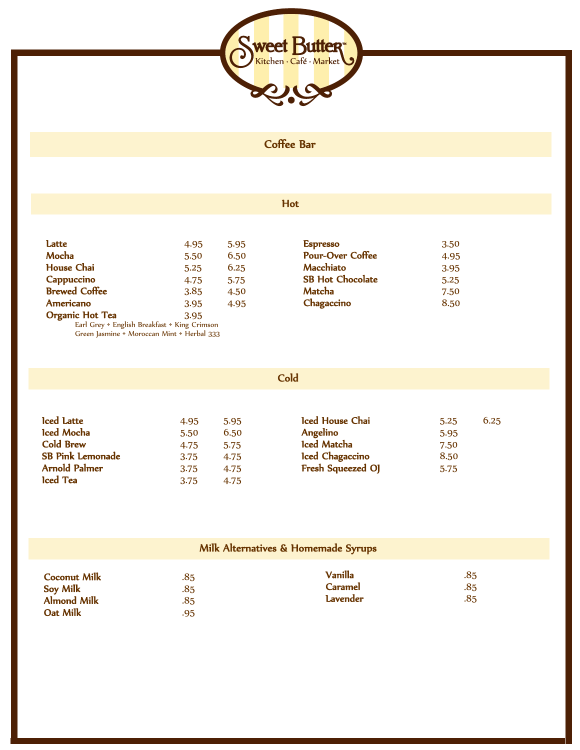# Sweet Butter™

Kitchen · Café · Market

## Coffee Bar

### Hot

| | | |
|---|---|---|
| **Latte** | 4.95 | 5.95 |
| **Mocha** | 5.50 | 6.50 |
| **House Chai** | 5.25 | 6.25 |
| **Cappuccino** | 4.75 | 5.75 |
| **Brewed Coffee** | 3.85 | 4.50 |
| **Americano** | 3.95 | 4.95 |
| **Organic Hot Tea** | 3.95 | |

Earl Grey ✦ English Breakfast ✦ King Crimson
Green Jasmine ✦ Moroccan Mint ✦ Herbal 333

| | |
|---|---|
| **Espresso** | 3.50 |
| **Pour-Over Coffee** | 4.95 |
| **Macchiato** | 3.95 |
| **SB Hot Chocolate** | 5.25 |
| **Matcha** | 7.50 |
| **Chagaccino** | 8.50 |

### Cold

| | | |
|---|---|---|
| **Iced Latte** | 4.95 | 5.95 |
| **Iced Mocha** | 5.50 | 6.50 |
| **Cold Brew** | 4.75 | 5.75 |
| **SB Pink Lemonade** | 3.75 | 4.75 |
| **Arnold Palmer** | 3.75 | 4.75 |
| **Iced Tea** | 3.75 | 4.75 |

| | | |
|---|---|---|
| **Iced House Chai** | 5.25 | 6.25 |
| **Angelino** | 5.95 | |
| **Iced Matcha** | 7.50 | |
| **Iced Chagaccino** | 8.50 | |
| **Fresh Squeezed OJ** | 5.75 | |

### Milk Alternatives & Homemade Syrups

| | |
|---|---|
| **Coconut Milk** | .85 |
| **Soy Milk** | .85 |
| **Almond Milk** | .85 |
| **Oat Milk** | .95 |

| | |
|---|---|
| **Vanilla** | .85 |
| **Caramel** | .85 |
| **Lavender** | .85 |